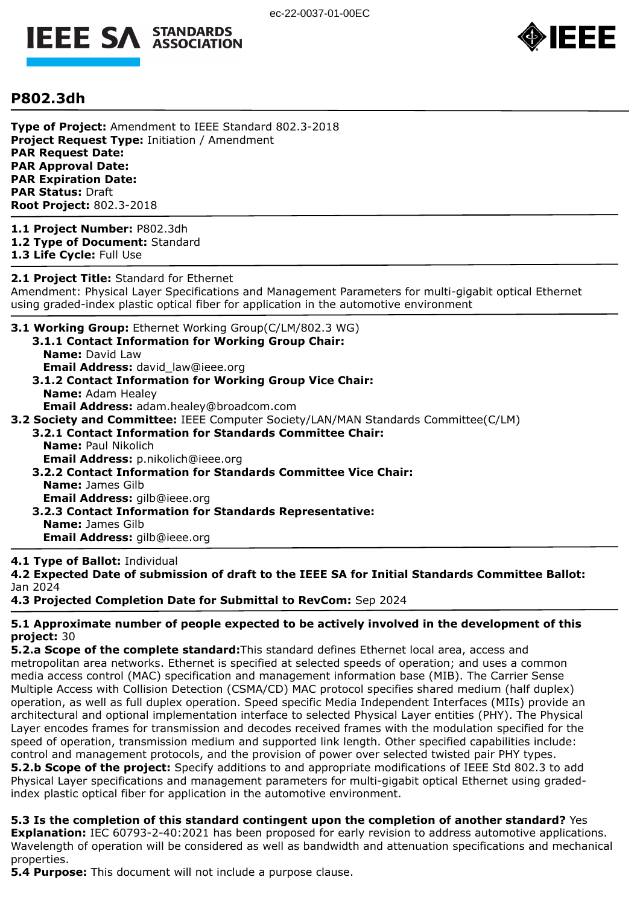# P802.3dh

**Type of Project:** Amendment to IEEE Standard 802.3-2018
**Project Request Type:** Initiation / Amendment
**PAR Request Date:**
**PAR Approval Date:**
**PAR Expiration Date:**
**PAR Status:** Draft
**Root Project:** 802.3-2018

**1.1 Project Number:** P802.3dh
**1.2 Type of Document:** Standard
**1.3 Life Cycle:** Full Use

**2.1 Project Title:** Standard for Ethernet
Amendment: Physical Layer Specifications and Management Parameters for multi-gigabit optical Ethernet using graded-index plastic optical fiber for application in the automotive environment

**3.1 Working Group:** Ethernet Working Group(C/LM/802.3 WG)
- **3.1.1 Contact Information for Working Group Chair:**
  - **Name:** David Law
  - **Email Address:** david_law@ieee.org
- **3.1.2 Contact Information for Working Group Vice Chair:**
  - **Name:** Adam Healey
  - **Email Address:** adam.healey@broadcom.com

**3.2 Society and Committee:** IEEE Computer Society/LAN/MAN Standards Committee(C/LM)
- **3.2.1 Contact Information for Standards Committee Chair:**
  - **Name:** Paul Nikolich
  - **Email Address:** p.nikolich@ieee.org
- **3.2.2 Contact Information for Standards Committee Vice Chair:**
  - **Name:** James Gilb
  - **Email Address:** gilb@ieee.org
- **3.2.3 Contact Information for Standards Representative:**
  - **Name:** James Gilb
  - **Email Address:** gilb@ieee.org

**4.1 Type of Ballot:** Individual
**4.2 Expected Date of submission of draft to the IEEE SA for Initial Standards Committee Ballot:** Jan 2024
**4.3 Projected Completion Date for Submittal to RevCom:** Sep 2024

**5.1 Approximate number of people expected to be actively involved in the development of this project:** 30
**5.2.a Scope of the complete standard:** This standard defines Ethernet local area, access and metropolitan area networks. Ethernet is specified at selected speeds of operation; and uses a common media access control (MAC) specification and management information base (MIB). The Carrier Sense Multiple Access with Collision Detection (CSMA/CD) MAC protocol specifies shared medium (half duplex) operation, as well as full duplex operation. Speed specific Media Independent Interfaces (MIIs) provide an architectural and optional implementation interface to selected Physical Layer entities (PHY). The Physical Layer encodes frames for transmission and decodes received frames with the modulation specified for the speed of operation, transmission medium and supported link length. Other specified capabilities include: control and management protocols, and the provision of power over selected twisted pair PHY types.
**5.2.b Scope of the project:** Specify additions to and appropriate modifications of IEEE Std 802.3 to add Physical Layer specifications and management parameters for multi-gigabit optical Ethernet using graded-index plastic optical fiber for application in the automotive environment.

**5.3 Is the completion of this standard contingent upon the completion of another standard?** Yes
**Explanation:** IEC 60793-2-40:2021 has been proposed for early revision to address automotive applications. Wavelength of operation will be considered as well as bandwidth and attenuation specifications and mechanical properties.
**5.4 Purpose:** This document will not include a purpose clause.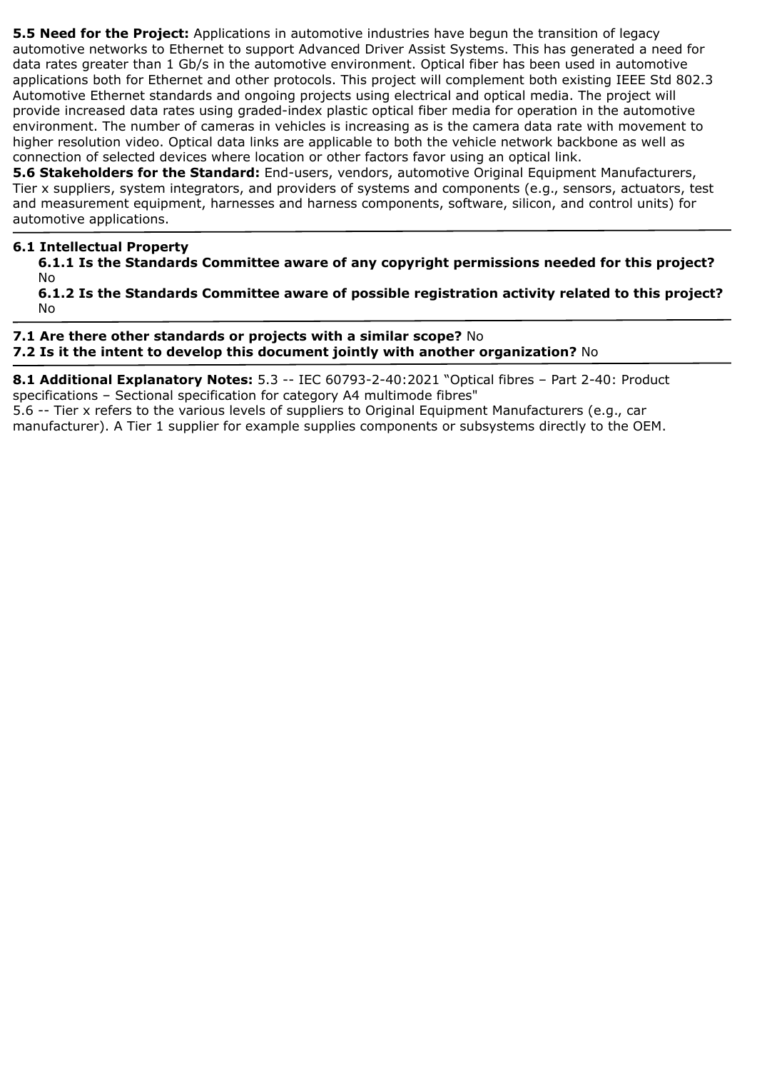**5.5 Need for the Project:** Applications in automotive industries have begun the transition of legacy automotive networks to Ethernet to support Advanced Driver Assist Systems. This has generated a need for data rates greater than 1 Gb/s in the automotive environment. Optical fiber has been used in automotive applications both for Ethernet and other protocols. This project will complement both existing IEEE Std 802.3 Automotive Ethernet standards and ongoing projects using electrical and optical media. The project will provide increased data rates using graded-index plastic optical fiber media for operation in the automotive environment. The number of cameras in vehicles is increasing as is the camera data rate with movement to higher resolution video. Optical data links are applicable to both the vehicle network backbone as well as connection of selected devices where location or other factors favor using an optical link.

**5.6 Stakeholders for the Standard:** End-users, vendors, automotive Original Equipment Manufacturers, Tier x suppliers, system integrators, and providers of systems and components (e.g., sensors, actuators, test and measurement equipment, harnesses and harness components, software, silicon, and control units) for automotive applications.

---

**6.1 Intellectual Property**

**6.1.1 Is the Standards Committee aware of any copyright permissions needed for this project?** No

**6.1.2 Is the Standards Committee aware of possible registration activity related to this project?** No

---

**7.1 Are there other standards or projects with a similar scope?** No

**7.2 Is it the intent to develop this document jointly with another organization?** No

---

**8.1 Additional Explanatory Notes:** 5.3 -- IEC 60793-2-40:2021 “Optical fibres – Part 2-40: Product specifications – Sectional specification for category A4 multimode fibres"

5.6 -- Tier x refers to the various levels of suppliers to Original Equipment Manufacturers (e.g., car manufacturer). A Tier 1 supplier for example supplies components or subsystems directly to the OEM.